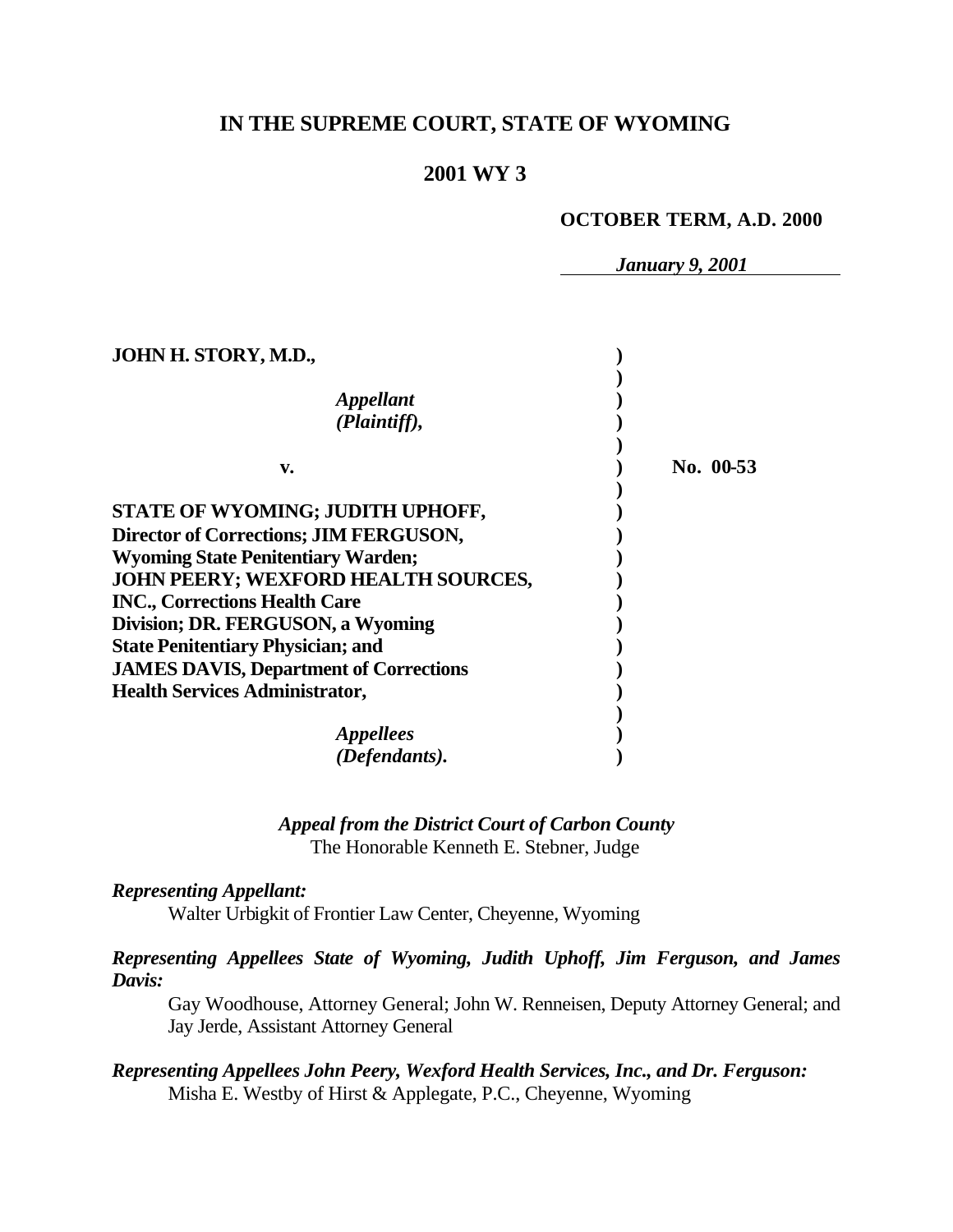# IN THE SUPREME COURT, STATE OF WYOMING

## 2001 WY 3

**OCTOBER TERM, A.D. 2000**

***January 9, 2001***

| | | |
|---|---|---|
| **JOHN H. STORY, M.D.,** | ) | |
| | ) | |
| ***Appellant*** | ) | |
| ***(Plaintiff),*** | ) | |
| | ) | |
| **v.** | ) | **No. 00-53** |
| | ) | |
| **STATE OF WYOMING; JUDITH UPHOFF, Director of Corrections; JIM FERGUSON, Wyoming State Penitentiary Warden; JOHN PEERY; WEXFORD HEALTH SOURCES, INC., Corrections Health Care Division; DR. FERGUSON, a Wyoming State Penitentiary Physician; and JAMES DAVIS, Department of Corrections Health Services Administrator,** | ) | |
| | ) | |
| ***Appellees*** | ) | |
| ***(Defendants).*** | ) | |

***Appeal from the District Court of Carbon County***
The Honorable Kenneth E. Stebner, Judge

***Representing Appellant:***

Walter Urbigkit of Frontier Law Center, Cheyenne, Wyoming

***Representing Appellees State of Wyoming, Judith Uphoff, Jim Ferguson, and James Davis:***

Gay Woodhouse, Attorney General; John W. Renneisen, Deputy Attorney General; and Jay Jerde, Assistant Attorney General

***Representing Appellees John Peery, Wexford Health Services, Inc., and Dr. Ferguson:***

Misha E. Westby of Hirst & Applegate, P.C., Cheyenne, Wyoming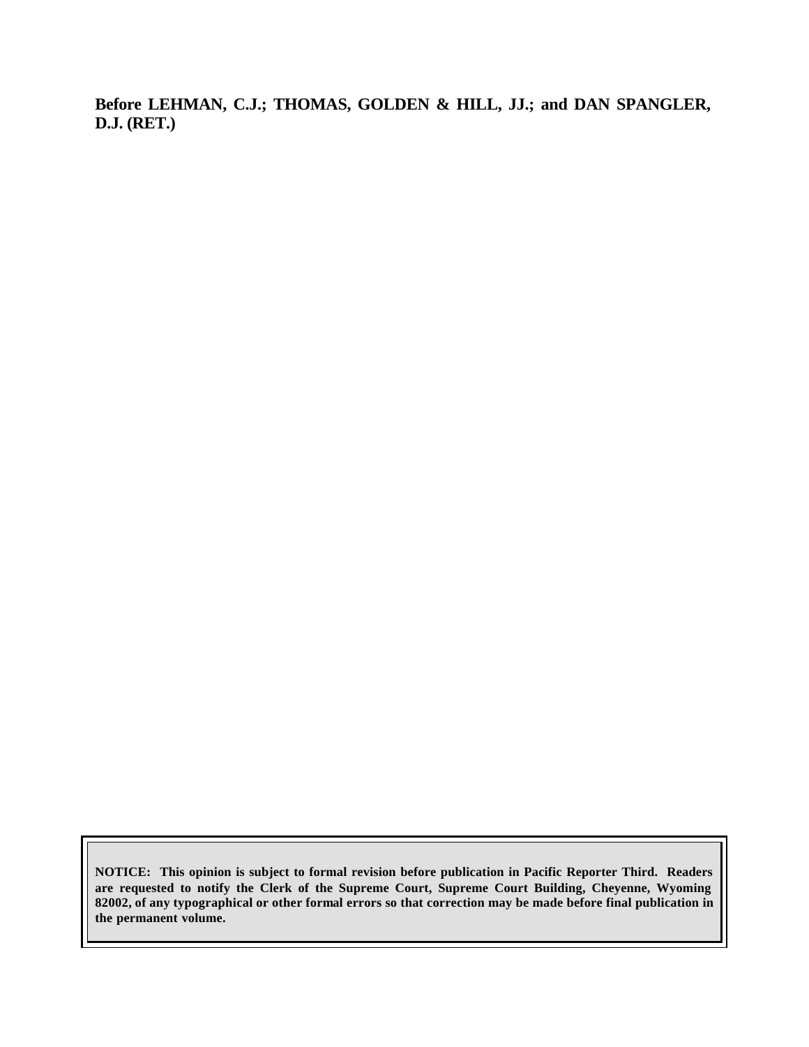**Before LEHMAN, C.J.; THOMAS, GOLDEN & HILL, JJ.; and DAN SPANGLER, D.J. (RET.)**

**NOTICE: This opinion is subject to formal revision before publication in Pacific Reporter Third. Readers are requested to notify the Clerk of the Supreme Court, Supreme Court Building, Cheyenne, Wyoming 82002, of any typographical or other formal errors so that correction may be made before final publication in the permanent volume.**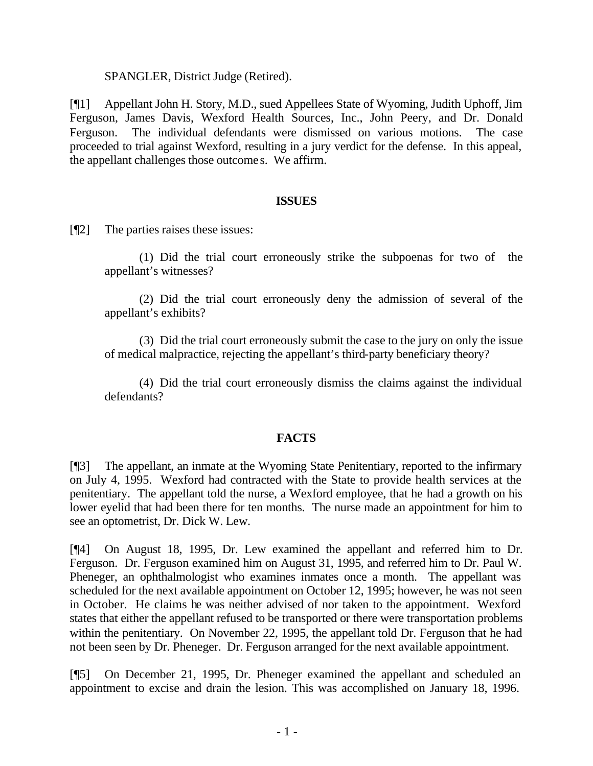SPANGLER, District Judge (Retired).

[¶1] Appellant John H. Story, M.D., sued Appellees State of Wyoming, Judith Uphoff, Jim Ferguson, James Davis, Wexford Health Sources, Inc., John Peery, and Dr. Donald Ferguson. The individual defendants were dismissed on various motions. The case proceeded to trial against Wexford, resulting in a jury verdict for the defense. In this appeal, the appellant challenges those outcomes. We affirm.

## ISSUES

[¶2] The parties raises these issues:

(1) Did the trial court erroneously strike the subpoenas for two of the appellant's witnesses?

(2) Did the trial court erroneously deny the admission of several of the appellant's exhibits?

(3) Did the trial court erroneously submit the case to the jury on only the issue of medical malpractice, rejecting the appellant's third-party beneficiary theory?

(4) Did the trial court erroneously dismiss the claims against the individual defendants?

## FACTS

[¶3] The appellant, an inmate at the Wyoming State Penitentiary, reported to the infirmary on July 4, 1995. Wexford had contracted with the State to provide health services at the penitentiary. The appellant told the nurse, a Wexford employee, that he had a growth on his lower eyelid that had been there for ten months. The nurse made an appointment for him to see an optometrist, Dr. Dick W. Lew.

[¶4] On August 18, 1995, Dr. Lew examined the appellant and referred him to Dr. Ferguson. Dr. Ferguson examined him on August 31, 1995, and referred him to Dr. Paul W. Pheneger, an ophthalmologist who examines inmates once a month. The appellant was scheduled for the next available appointment on October 12, 1995; however, he was not seen in October. He claims he was neither advised of nor taken to the appointment. Wexford states that either the appellant refused to be transported or there were transportation problems within the penitentiary. On November 22, 1995, the appellant told Dr. Ferguson that he had not been seen by Dr. Pheneger. Dr. Ferguson arranged for the next available appointment.

[¶5] On December 21, 1995, Dr. Pheneger examined the appellant and scheduled an appointment to excise and drain the lesion. This was accomplished on January 18, 1996.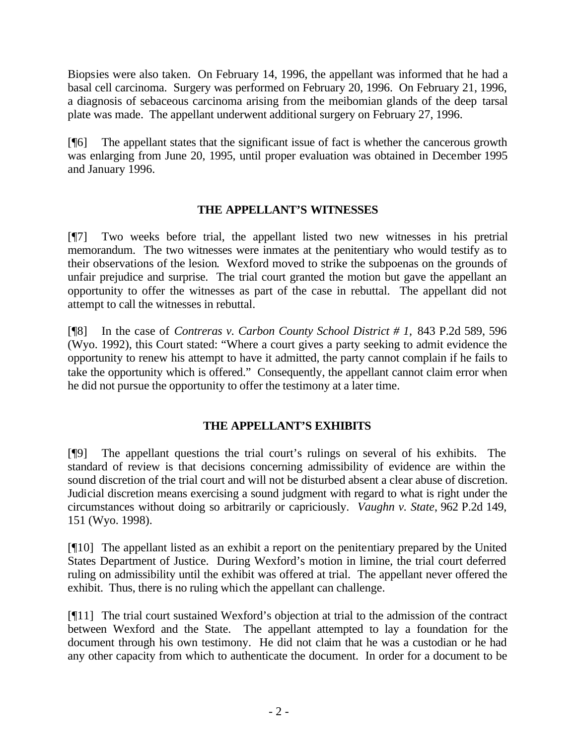Biopsies were also taken. On February 14, 1996, the appellant was informed that he had a basal cell carcinoma. Surgery was performed on February 20, 1996. On February 21, 1996, a diagnosis of sebaceous carcinoma arising from the meibomian glands of the deep tarsal plate was made. The appellant underwent additional surgery on February 27, 1996.

[¶6] The appellant states that the significant issue of fact is whether the cancerous growth was enlarging from June 20, 1995, until proper evaluation was obtained in December 1995 and January 1996.

## THE APPELLANT'S WITNESSES

[¶7] Two weeks before trial, the appellant listed two new witnesses in his pretrial memorandum. The two witnesses were inmates at the penitentiary who would testify as to their observations of the lesion. Wexford moved to strike the subpoenas on the grounds of unfair prejudice and surprise. The trial court granted the motion but gave the appellant an opportunity to offer the witnesses as part of the case in rebuttal. The appellant did not attempt to call the witnesses in rebuttal.

[¶8] In the case of *Contreras v. Carbon County School District # 1*, 843 P.2d 589, 596 (Wyo. 1992), this Court stated: "Where a court gives a party seeking to admit evidence the opportunity to renew his attempt to have it admitted, the party cannot complain if he fails to take the opportunity which is offered." Consequently, the appellant cannot claim error when he did not pursue the opportunity to offer the testimony at a later time.

## THE APPELLANT'S EXHIBITS

[¶9] The appellant questions the trial court's rulings on several of his exhibits. The standard of review is that decisions concerning admissibility of evidence are within the sound discretion of the trial court and will not be disturbed absent a clear abuse of discretion. Judicial discretion means exercising a sound judgment with regard to what is right under the circumstances without doing so arbitrarily or capriciously. *Vaughn v. State*, 962 P.2d 149, 151 (Wyo. 1998).

[¶10] The appellant listed as an exhibit a report on the penitentiary prepared by the United States Department of Justice. During Wexford's motion in limine, the trial court deferred ruling on admissibility until the exhibit was offered at trial. The appellant never offered the exhibit. Thus, there is no ruling which the appellant can challenge.

[¶11] The trial court sustained Wexford's objection at trial to the admission of the contract between Wexford and the State. The appellant attempted to lay a foundation for the document through his own testimony. He did not claim that he was a custodian or he had any other capacity from which to authenticate the document. In order for a document to be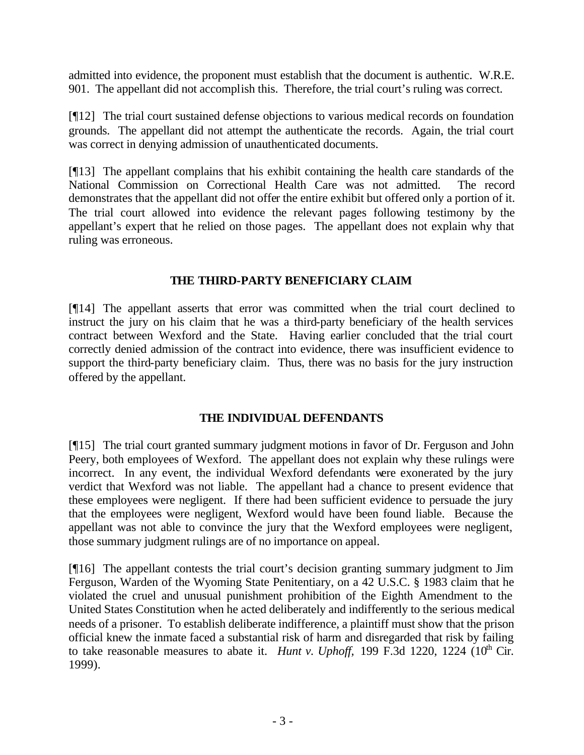admitted into evidence, the proponent must establish that the document is authentic. W.R.E. 901. The appellant did not accomplish this. Therefore, the trial court's ruling was correct.

[¶12] The trial court sustained defense objections to various medical records on foundation grounds. The appellant did not attempt the authenticate the records. Again, the trial court was correct in denying admission of unauthenticated documents.

[¶13] The appellant complains that his exhibit containing the health care standards of the National Commission on Correctional Health Care was not admitted. The record demonstrates that the appellant did not offer the entire exhibit but offered only a portion of it. The trial court allowed into evidence the relevant pages following testimony by the appellant's expert that he relied on those pages. The appellant does not explain why that ruling was erroneous.

## THE THIRD-PARTY BENEFICIARY CLAIM

[¶14] The appellant asserts that error was committed when the trial court declined to instruct the jury on his claim that he was a third-party beneficiary of the health services contract between Wexford and the State. Having earlier concluded that the trial court correctly denied admission of the contract into evidence, there was insufficient evidence to support the third-party beneficiary claim. Thus, there was no basis for the jury instruction offered by the appellant.

## THE INDIVIDUAL DEFENDANTS

[¶15] The trial court granted summary judgment motions in favor of Dr. Ferguson and John Peery, both employees of Wexford. The appellant does not explain why these rulings were incorrect. In any event, the individual Wexford defendants were exonerated by the jury verdict that Wexford was not liable. The appellant had a chance to present evidence that these employees were negligent. If there had been sufficient evidence to persuade the jury that the employees were negligent, Wexford would have been found liable. Because the appellant was not able to convince the jury that the Wexford employees were negligent, those summary judgment rulings are of no importance on appeal.

[¶16] The appellant contests the trial court's decision granting summary judgment to Jim Ferguson, Warden of the Wyoming State Penitentiary, on a 42 U.S.C. § 1983 claim that he violated the cruel and unusual punishment prohibition of the Eighth Amendment to the United States Constitution when he acted deliberately and indifferently to the serious medical needs of a prisoner. To establish deliberate indifference, a plaintiff must show that the prison official knew the inmate faced a substantial risk of harm and disregarded that risk by failing to take reasonable measures to abate it. *Hunt v. Uphoff*, 199 F.3d 1220, 1224 (10th Cir. 1999).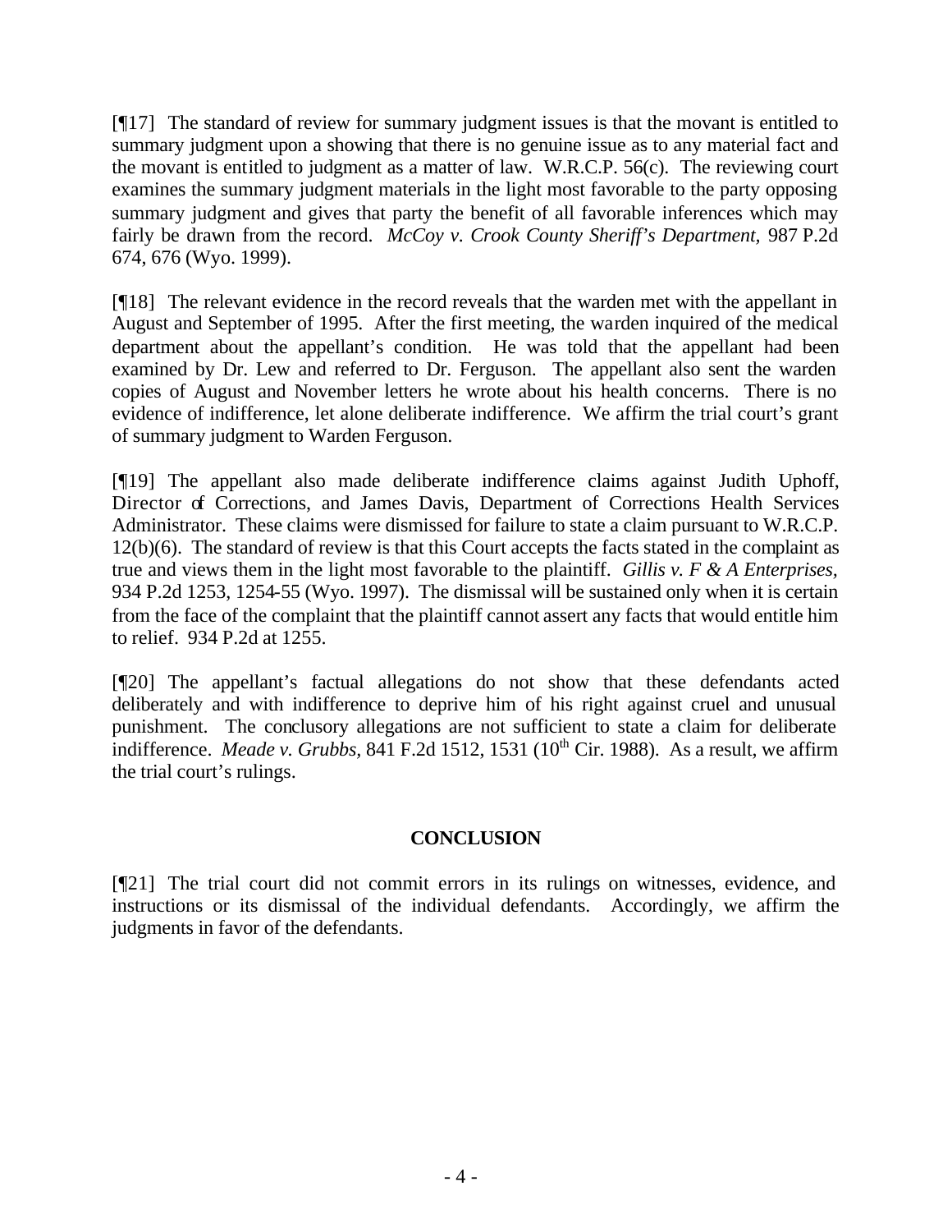[¶17] The standard of review for summary judgment issues is that the movant is entitled to summary judgment upon a showing that there is no genuine issue as to any material fact and the movant is entitled to judgment as a matter of law. W.R.C.P. 56(c). The reviewing court examines the summary judgment materials in the light most favorable to the party opposing summary judgment and gives that party the benefit of all favorable inferences which may fairly be drawn from the record. *McCoy v. Crook County Sheriff's Department*, 987 P.2d 674, 676 (Wyo. 1999).

[¶18] The relevant evidence in the record reveals that the warden met with the appellant in August and September of 1995. After the first meeting, the warden inquired of the medical department about the appellant's condition. He was told that the appellant had been examined by Dr. Lew and referred to Dr. Ferguson. The appellant also sent the warden copies of August and November letters he wrote about his health concerns. There is no evidence of indifference, let alone deliberate indifference. We affirm the trial court's grant of summary judgment to Warden Ferguson.

[¶19] The appellant also made deliberate indifference claims against Judith Uphoff, Director of Corrections, and James Davis, Department of Corrections Health Services Administrator. These claims were dismissed for failure to state a claim pursuant to W.R.C.P. 12(b)(6). The standard of review is that this Court accepts the facts stated in the complaint as true and views them in the light most favorable to the plaintiff. *Gillis v. F & A Enterprises,* 934 P.2d 1253, 1254-55 (Wyo. 1997). The dismissal will be sustained only when it is certain from the face of the complaint that the plaintiff cannot assert any facts that would entitle him to relief. 934 P.2d at 1255.

[¶20] The appellant's factual allegations do not show that these defendants acted deliberately and with indifference to deprive him of his right against cruel and unusual punishment. The conclusory allegations are not sufficient to state a claim for deliberate indifference. *Meade v. Grubbs,* 841 F.2d 1512, 1531 (10th Cir. 1988). As a result, we affirm the trial court's rulings.

**CONCLUSION**

[¶21] The trial court did not commit errors in its rulings on witnesses, evidence, and instructions or its dismissal of the individual defendants. Accordingly, we affirm the judgments in favor of the defendants.